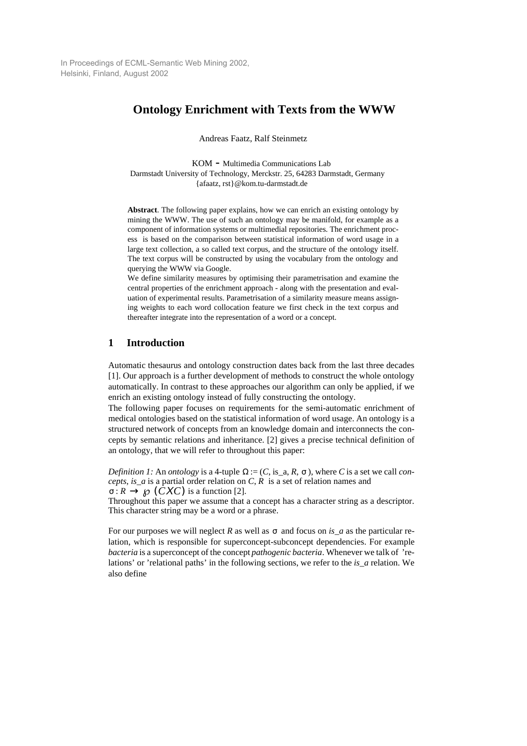In Proceedings of ECML-Semantic Web Mining 2002,
Helsinki, Finland, August 2002

# Ontology Enrichment with Texts from the WWW

Andreas Faatz, Ralf Steinmetz

KOM - Multimedia Communications Lab
Darmstadt University of Technology, Merckstr. 25, 64283 Darmstadt, Germany
{afaatz, rst}@kom.tu-darmstadt.de

**Abstract**. The following paper explains, how we can enrich an existing ontology by mining the WWW. The use of such an ontology may be manifold, for example as a component of information systems or multimedial repositories. The enrichment process is based on the comparison between statistical information of word usage in a large text collection, a so called text corpus, and the structure of the ontology itself. The text corpus will be constructed by using the vocabulary from the ontology and querying the WWW via Google.
We define similarity measures by optimising their parametrisation and examine the central properties of the enrichment approach - along with the presentation and evaluation of experimental results. Parametrisation of a similarity measure means assigning weights to each word collocation feature we first check in the text corpus and thereafter integrate into the representation of a word or a concept.

## 1 Introduction

Automatic thesaurus and ontology construction dates back from the last three decades [1]. Our approach is a further development of methods to construct the whole ontology automatically. In contrast to these approaches our algorithm can only be applied, if we enrich an existing ontology instead of fully constructing the ontology.
The following paper focuses on requirements for the semi-automatic enrichment of medical ontologies based on the statistical information of word usage. An ontology is a structured network of concepts from an knowledge domain and interconnects the concepts by semantic relations and inheritance. [2] gives a precise technical definition of an ontology, that we will refer to throughout this paper:

*Definition 1:* An *ontology* is a 4-tuple $\Omega := (C, \text{is\_a}, R, \sigma)$, where $C$ is a set we call *concepts*, *is_a* is a partial order relation on $C$, $R$ is a set of relation names and $\sigma : R \rightarrow \wp(C X C)$ is a function [2].
Throughout this paper we assume that a concept has a character string as a descriptor. This character string may be a word or a phrase.

For our purposes we will neglect $R$ as well as $\sigma$ and focus on *is_a* as the particular relation, which is responsible for superconcept-subconcept dependencies. For example *bacteria* is a superconcept of the concept *pathogenic bacteria*. Whenever we talk of 'relations' or 'relational paths' in the following sections, we refer to the *is_a* relation. We also define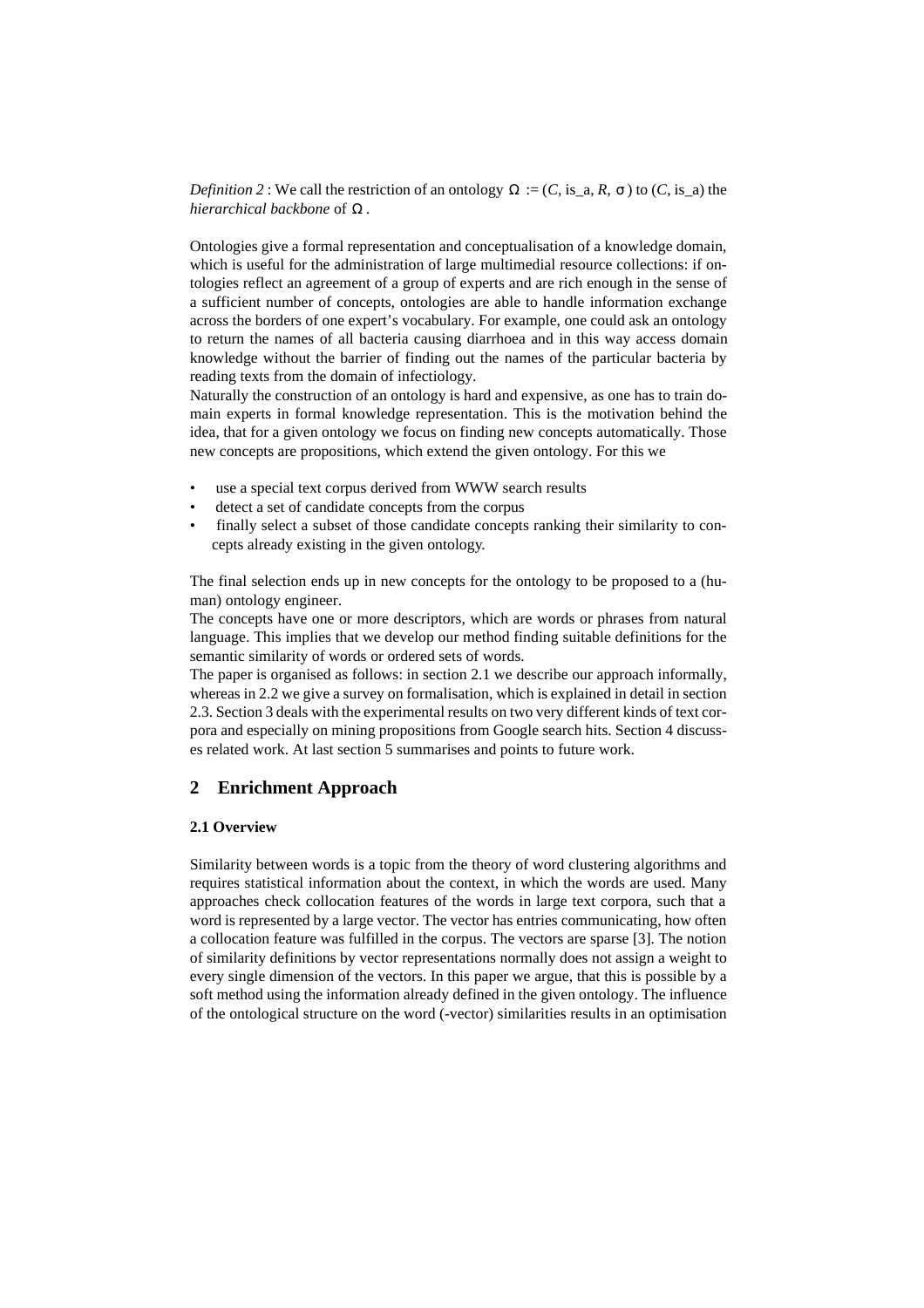*Definition 2* : We call the restriction of an ontology $\Omega := (C, \text{is\_a}, R, \sigma)$ to $(C, \text{is\_a})$ the *hierarchical backbone* of $\Omega$.

Ontologies give a formal representation and conceptualisation of a knowledge domain, which is useful for the administration of large multimedial resource collections: if ontologies reflect an agreement of a group of experts and are rich enough in the sense of a sufficient number of concepts, ontologies are able to handle information exchange across the borders of one expert's vocabulary. For example, one could ask an ontology to return the names of all bacteria causing diarrhoea and in this way access domain knowledge without the barrier of finding out the names of the particular bacteria by reading texts from the domain of infectiology.

Naturally the construction of an ontology is hard and expensive, as one has to train domain experts in formal knowledge representation. This is the motivation behind the idea, that for a given ontology we focus on finding new concepts automatically. Those new concepts are propositions, which extend the given ontology. For this we

- use a special text corpus derived from WWW search results
- detect a set of candidate concepts from the corpus
- finally select a subset of those candidate concepts ranking their similarity to concepts already existing in the given ontology.

The final selection ends up in new concepts for the ontology to be proposed to a (human) ontology engineer.

The concepts have one or more descriptors, which are words or phrases from natural language. This implies that we develop our method finding suitable definitions for the semantic similarity of words or ordered sets of words.

The paper is organised as follows: in section 2.1 we describe our approach informally, whereas in 2.2 we give a survey on formalisation, which is explained in detail in section 2.3. Section 3 deals with the experimental results on two very different kinds of text corpora and especially on mining propositions from Google search hits. Section 4 discusses related work. At last section 5 summarises and points to future work.

## 2 Enrichment Approach

### 2.1 Overview

Similarity between words is a topic from the theory of word clustering algorithms and requires statistical information about the context, in which the words are used. Many approaches check collocation features of the words in large text corpora, such that a word is represented by a large vector. The vector has entries communicating, how often a collocation feature was fulfilled in the corpus. The vectors are sparse [3]. The notion of similarity definitions by vector representations normally does not assign a weight to every single dimension of the vectors. In this paper we argue, that this is possible by a soft method using the information already defined in the given ontology. The influence of the ontological structure on the word (-vector) similarities results in an optimisation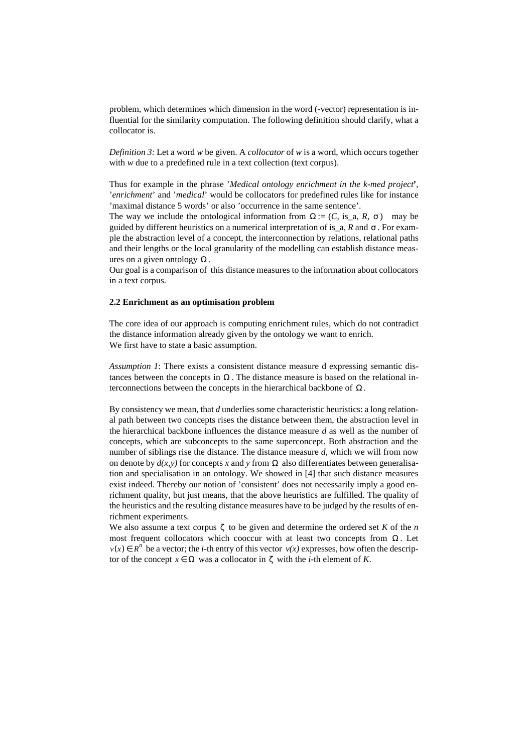problem, which determines which dimension in the word (-vector) representation is influential for the similarity computation. The following definition should clarify, what a collocator is.

*Definition 3:* Let a word *w* be given. A *collocator* of *w* is a word, which occurs together with *w* due to a predefined rule in a text collection (text corpus).

Thus for example in the phrase '*Medical ontology enrichment in the k-med project*', '*enrichment*' and '*medical*' would be collocators for predefined rules like for instance 'maximal distance 5 words' or also 'occurrence in the same sentence'.

The way we include the ontological information from $\Omega := (C, \text{is\_a}, R, \sigma)$ may be guided by different heuristics on a numerical interpretation of is_a, *R* and $\sigma$. For example the abstraction level of a concept, the interconnection by relations, relational paths and their lengths or the local granularity of the modelling can establish distance measures on a given ontology $\Omega$.

Our goal is a comparison of this distance measures to the information about collocators in a text corpus.

### 2.2 Enrichment as an optimisation problem

The core idea of our approach is computing enrichment rules, which do not contradict the distance information already given by the ontology we want to enrich.

We first have to state a basic assumption.

*Assumption 1*: There exists a consistent distance measure d expressing semantic distances between the concepts in $\Omega$. The distance measure is based on the relational interconnections between the concepts in the hierarchical backbone of $\Omega$.

By consistency we mean, that *d* underlies some characteristic heuristics: a long relational path between two concepts rises the distance between them, the abstraction level in the hierarchical backbone influences the distance measure *d* as well as the number of concepts, which are subconcepts to the same superconcept. Both abstraction and the number of siblings rise the distance. The distance measure *d*, which we will from now on denote by $d(x,y)$ for concepts *x* and *y* from $\Omega$ also differentiates between generalisation and specialisation in an ontology. We showed in [4] that such distance measures exist indeed. Thereby our notion of 'consistent' does not necessarily imply a good enrichment quality, but just means, that the above heuristics are fulfilled. The quality of the heuristics and the resulting distance measures have to be judged by the results of enrichment experiments.

We also assume a text corpus $\zeta$ to be given and determine the ordered set *K* of the *n* most frequent collocators which cooccur with at least two concepts from $\Omega$. Let $v(x) \in R^n$ be a vector; the *i*-th entry of this vector $v(x)$ expresses, how often the descriptor of the concept $x \in \Omega$ was a collocator in $\zeta$ with the *i*-th element of *K*.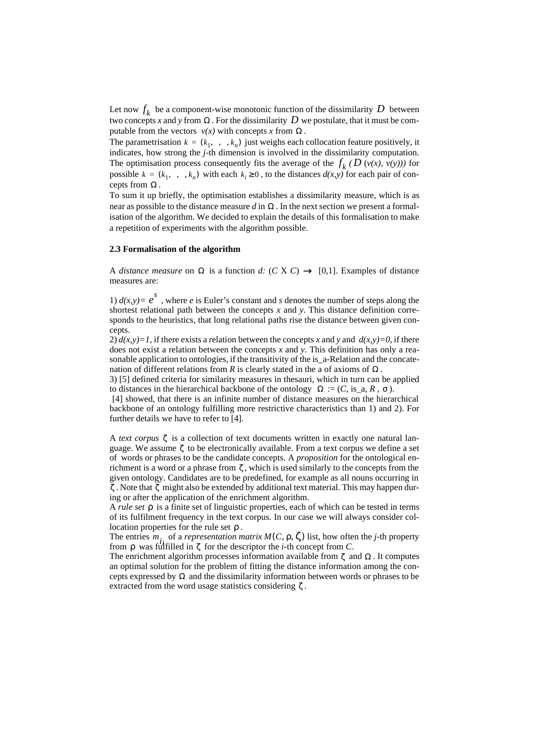Let now $f_k$ be a component-wise monotonic function of the dissimilarity $D$ between two concepts *x* and *y* from $\Omega$. For the dissimilarity $D$ we postulate, that it must be computable from the vectors *v(x)* with concepts *x* from $\Omega$.

The parametrisation $k = (k_1, \ldots, k_n)$ just weighs each collocation feature positively, it indicates, how strong the *j*-th dimension is involved in the dissimilarity computation. The optimisation process consequently fits the average of the $f_k(D(v(x), v(y)))$ for possible $k = (k_1, \ldots, k_n)$ with each $k_i \geq 0$, to the distances *d(x,y)* for each pair of concepts from $\Omega$.

To sum it up briefly, the optimisation establishes a dissimilarity measure, which is as near as possible to the distance measure *d* in $\Omega$. In the next section we present a formalisation of the algorithm. We decided to explain the details of this formalisation to make a repetition of experiments with the algorithm possible.

### 2.3 Formalisation of the algorithm

A *distance measure* on $\Omega$ is a function $d: (C \text{ X } C) \rightarrow [0,1]$. Examples of distance measures are:

1) $d(x,y)= e^s$ , where *e* is Euler's constant and *s* denotes the number of steps along the shortest relational path between the concepts *x* and *y*. This distance definition corresponds to the heuristics, that long relational paths rise the distance between given concepts.

2) *d(x,y)=1*, if there exists a relation between the concepts *x* and *y* and *d(x,y)=0*, if there does not exist a relation between the concepts *x* and *y*. This definition has only a reasonable application to ontologies, if the transitivity of the is_a-Relation and the concatenation of different relations from *R* is clearly stated in the a of axioms of $\Omega$.

3) [5] defined criteria for similarity measures in thesauri, which in turn can be applied to distances in the hierarchical backbone of the ontology $\Omega := (C, \text{is\_a}, R, \sigma)$.

[4] showed, that there is an infinite number of distance measures on the hierarchical backbone of an ontology fulfilling more restrictive characteristics than 1) and 2). For further details we have to refer to [4].

A *text corpus* $\zeta$ is a collection of text documents written in exactly one natural language. We assume $\zeta$ to be electronically available. From a text corpus we define a set of words or phrases to be the candidate concepts. A *proposition* for the ontological enrichment is a word or a phrase from $\zeta$, which is used similarly to the concepts from the given ontology. Candidates are to be predefined, for example as all nouns occurring in $\zeta$. Note that $\zeta$ might also be extended by additional text material. This may happen during or after the application of the enrichment algorithm.

A *rule set* $\rho$ is a finite set of linguistic properties, each of which can be tested in terms of its fulfilment frequency in the text corpus. In our case we will always consider collocation properties for the rule set $\rho$.

The entries $m_{ij}$ of a *representation matrix* $M(C, \rho, \zeta)$ list, how often the *j*-th property from $\rho$ was fulfilled in $\zeta$ for the descriptor the *i*-th concept from *C*.

The enrichment algorithm processes information available from $\zeta$ and $\Omega$. It computes an optimal solution for the problem of fitting the distance information among the concepts expressed by $\Omega$ and the dissimilarity information between words or phrases to be extracted from the word usage statistics considering $\zeta$.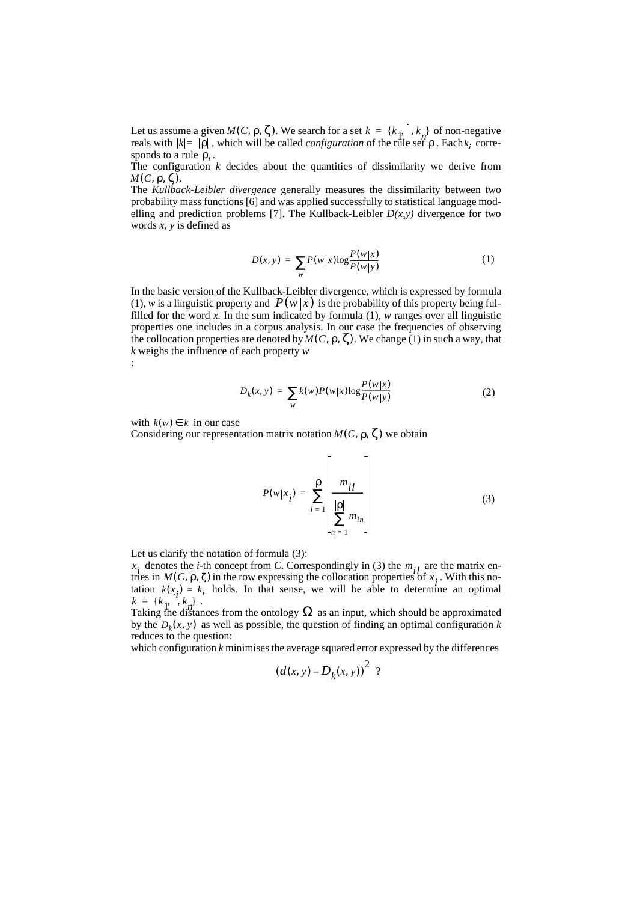Let us assume a given $M(C, \rho, \zeta)$. We search for a set $k = \{k_1, \dots, k_n\}$ of non-negative reals with $|k| = |\rho|$, which will be called *configuration* of the rule set $\rho$. Each $k_i$ corresponds to a rule $\rho_i$.

The configuration $k$ decides about the quantities of dissimilarity we derive from $M(C, \rho, \zeta)$.

The *Kullback-Leibler divergence* generally measures the dissimilarity between two probability mass functions [6] and was applied successfully to statistical language modelling and prediction problems [7]. The Kullback-Leibler $D(x,y)$ divergence for two words $x, y$ is defined as

$$D(x, y) = \sum_{w} P(w|x) \log \frac{P(w|x)}{P(w|y)} \tag{1}$$

In the basic version of the Kullback-Leibler divergence, which is expressed by formula (1), $w$ is a linguistic property and $P(w|x)$ is the probability of this property being fulfilled for the word $x$. In the sum indicated by formula (1), $w$ ranges over all linguistic properties one includes in a corpus analysis. In our case the frequencies of observing the collocation properties are denoted by $M(C, \rho, \zeta)$. We change (1) in such a way, that $k$ weighs the influence of each property $w$

:

$$D_k(x, y) = \sum_{w} k(w) P(w|x) \log \frac{P(w|x)}{P(w|y)} \tag{2}$$

with $k(w) \in k$ in our case

Considering our representation matrix notation $M(C, \rho, \zeta)$ we obtain

$$P(w|x_i) = \sum_{l=1}^{|\rho|} \left[ \frac{m_{il}}{\sum_{n=1}^{|\rho|} m_{in}} \right] \tag{3}$$

Let us clarify the notation of formula (3):

$x_i$ denotes the $i$-th concept from $C$. Correspondingly in (3) the $m_{il}$ are the matrix entries in $M(C, \rho, \zeta)$ in the row expressing the collocation properties of $x_i$. With this notation $k(x_i) = k_i$ holds. In that sense, we will be able to determine an optimal $k = \{k_1, \dots, k_n\}$.

Taking the distances from the ontology $\Omega$ as an input, which should be approximated by the $D_k(x, y)$ as well as possible, the question of finding an optimal configuration $k$ reduces to the question:

which configuration $k$ minimises the average squared error expressed by the differences

$$(d(x, y) - D_k(x, y))^2 \ ?$$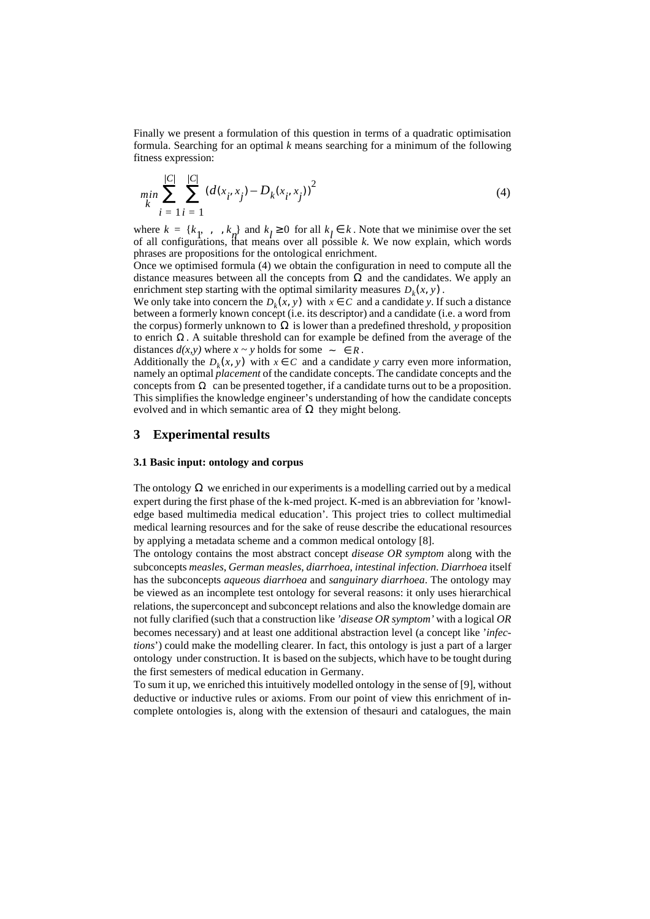Finally we present a formulation of this question in terms of a quadratic optimisation formula. Searching for an optimal *k* means searching for a minimum of the following fitness expression:

$$\min_{k} \sum_{i=1}^{|C|} \sum_{i=1}^{|C|} (d(x_i, x_j) - D_k(x_i, x_j))^2 \tag{4}$$

where $k = \{k_1, \ , \ , k_n\}$ and $k_l \geq 0$ for all $k_l \in k$. Note that we minimise over the set of all configurations, that means over all possible *k*. We now explain, which words phrases are propositions for the ontological enrichment.

Once we optimised formula (4) we obtain the configuration in need to compute all the distance measures between all the concepts from $\Omega$ and the candidates. We apply an enrichment step starting with the optimal similarity measures $D_k(x, y)$.

We only take into concern the $D_k(x, y)$ with $x \in C$ and a candidate *y*. If such a distance between a formerly known concept (i.e. its descriptor) and a candidate (i.e. a word from the corpus) formerly unknown to $\Omega$ is lower than a predefined threshold, *y* proposition to enrich $\Omega$. A suitable threshold can for example be defined from the average of the distances *d(x,y)* where *x ~ y* holds for some $\sim \in R$.

Additionally the $D_k(x, y)$ with $x \in C$ and a candidate *y* carry even more information, namely an optimal *placement* of the candidate concepts. The candidate concepts and the concepts from $\Omega$ can be presented together, if a candidate turns out to be a proposition. This simplifies the knowledge engineer's understanding of how the candidate concepts evolved and in which semantic area of $\Omega$ they might belong.

## 3 Experimental results

### 3.1 Basic input: ontology and corpus

The ontology $\Omega$ we enriched in our experiments is a modelling carried out by a medical expert during the first phase of the k-med project. K-med is an abbreviation for 'knowledge based multimedia medical education'. This project tries to collect multimedial medical learning resources and for the sake of reuse describe the educational resources by applying a metadata scheme and a common medical ontology [8].

The ontology contains the most abstract concept *disease OR symptom* along with the subconcepts *measles*, *German measles*, *diarrhoea*, *intestinal infection*. *Diarrhoea* itself has the subconcepts *aqueous diarrhoea* and *sanguinary diarrhoea*. The ontology may be viewed as an incomplete test ontology for several reasons: it only uses hierarchical relations, the superconcept and subconcept relations and also the knowledge domain are not fully clarified (such that a construction like *'disease OR symptom'* with a logical *OR* becomes necessary) and at least one additional abstraction level (a concept like '*infections*') could make the modelling clearer. In fact, this ontology is just a part of a larger ontology under construction. It is based on the subjects, which have to be tought during the first semesters of medical education in Germany.

To sum it up, we enriched this intuitively modelled ontology in the sense of [9], without deductive or inductive rules or axioms. From our point of view this enrichment of incomplete ontologies is, along with the extension of thesauri and catalogues, the main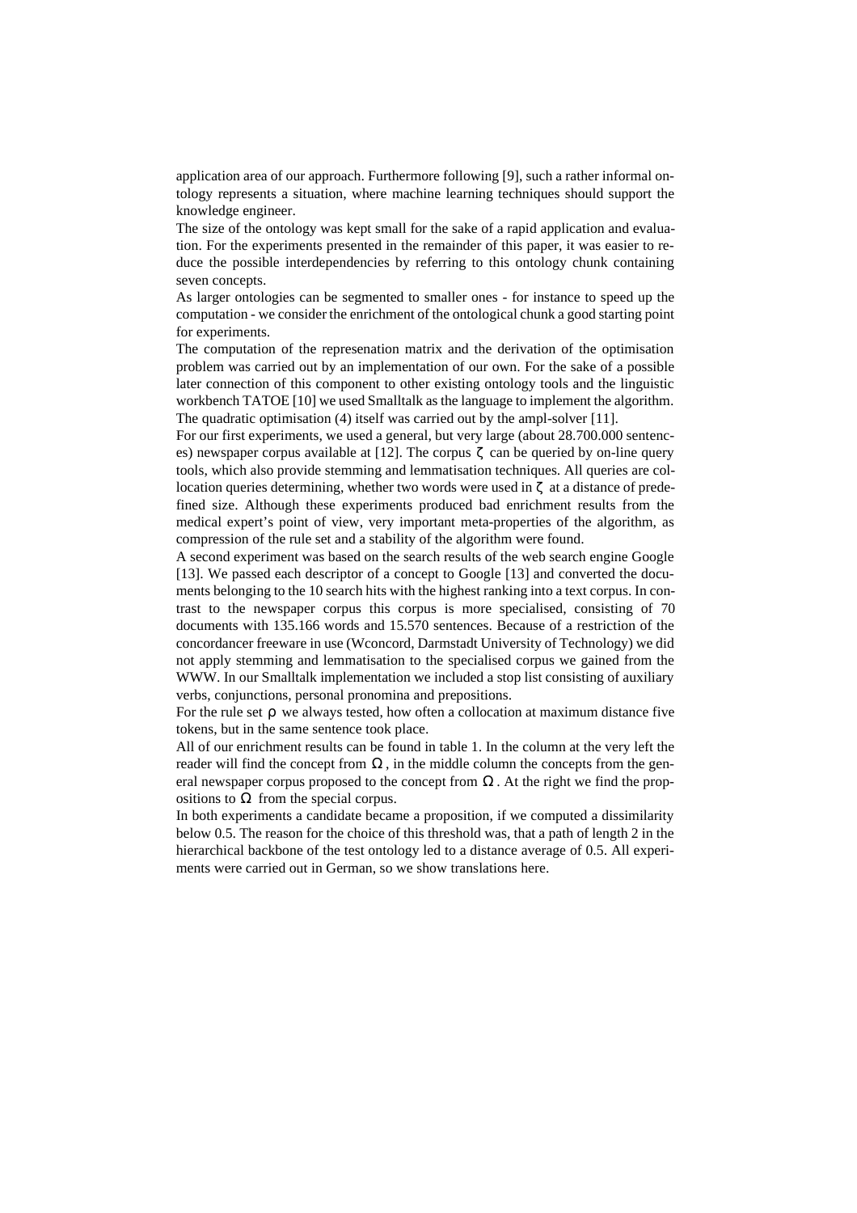application area of our approach. Furthermore following [9], such a rather informal ontology represents a situation, where machine learning techniques should support the knowledge engineer.

The size of the ontology was kept small for the sake of a rapid application and evaluation. For the experiments presented in the remainder of this paper, it was easier to reduce the possible interdependencies by referring to this ontology chunk containing seven concepts.

As larger ontologies can be segmented to smaller ones - for instance to speed up the computation - we consider the enrichment of the ontological chunk a good starting point for experiments.

The computation of the represenation matrix and the derivation of the optimisation problem was carried out by an implementation of our own. For the sake of a possible later connection of this component to other existing ontology tools and the linguistic workbench TATOE [10] we used Smalltalk as the language to implement the algorithm. The quadratic optimisation (4) itself was carried out by the ampl-solver [11].

For our first experiments, we used a general, but very large (about 28.700.000 sentences) newspaper corpus available at [12]. The corpus $\zeta$ can be queried by on-line query tools, which also provide stemming and lemmatisation techniques. All queries are collocation queries determining, whether two words were used in $\zeta$ at a distance of predefined size. Although these experiments produced bad enrichment results from the medical expert's point of view, very important meta-properties of the algorithm, as compression of the rule set and a stability of the algorithm were found.

A second experiment was based on the search results of the web search engine Google [13]. We passed each descriptor of a concept to Google [13] and converted the documents belonging to the 10 search hits with the highest ranking into a text corpus. In contrast to the newspaper corpus this corpus is more specialised, consisting of 70 documents with 135.166 words and 15.570 sentences. Because of a restriction of the concordancer freeware in use (Wconcord, Darmstadt University of Technology) we did not apply stemming and lemmatisation to the specialised corpus we gained from the WWW. In our Smalltalk implementation we included a stop list consisting of auxiliary verbs, conjunctions, personal pronomina and prepositions.

For the rule set $\rho$ we always tested, how often a collocation at maximum distance five tokens, but in the same sentence took place.

All of our enrichment results can be found in table 1. In the column at the very left the reader will find the concept from $\Omega$, in the middle column the concepts from the general newspaper corpus proposed to the concept from $\Omega$. At the right we find the propositions to $\Omega$ from the special corpus.

In both experiments a candidate became a proposition, if we computed a dissimilarity below 0.5. The reason for the choice of this threshold was, that a path of length 2 in the hierarchical backbone of the test ontology led to a distance average of 0.5. All experiments were carried out in German, so we show translations here.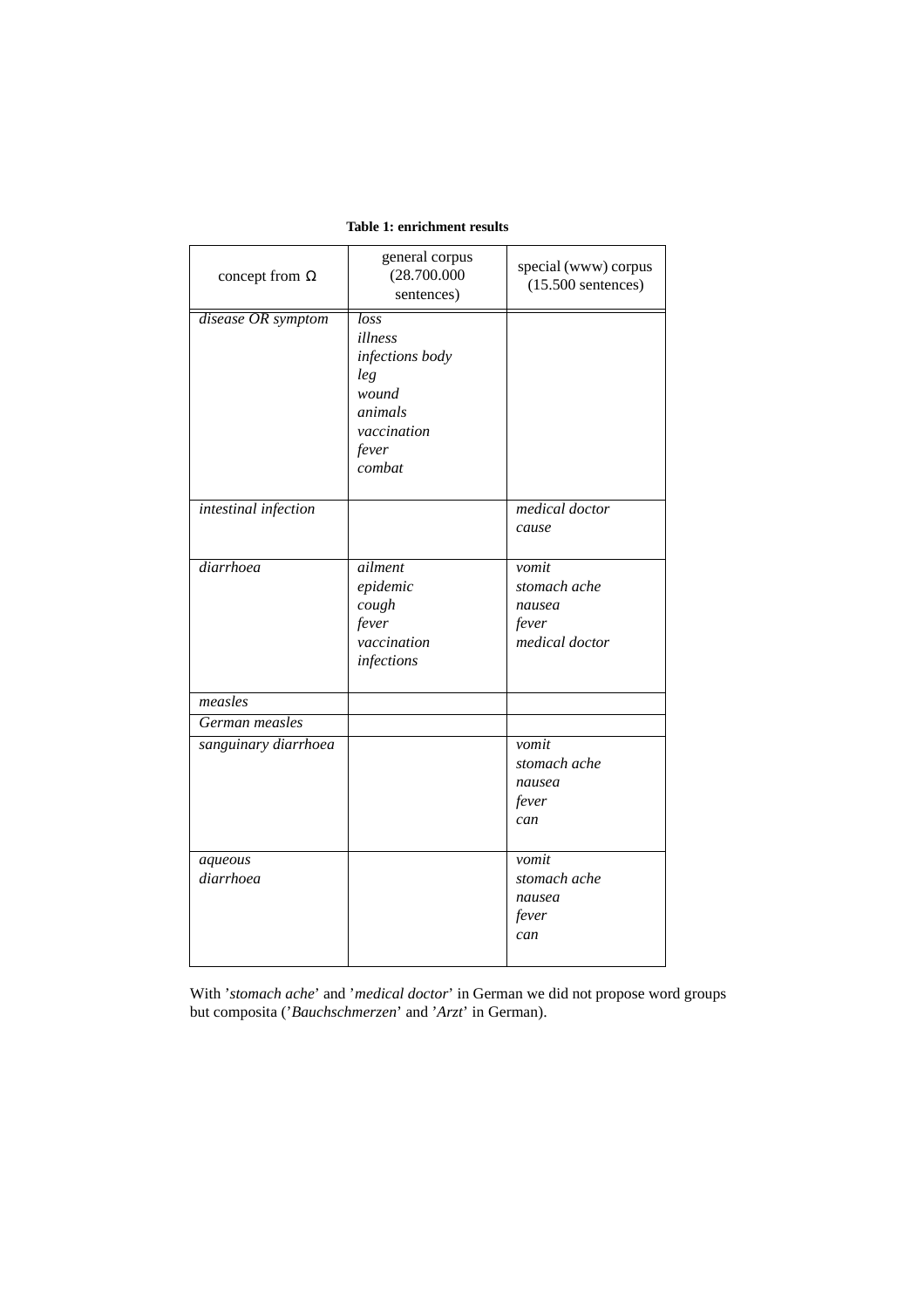**Table 1: enrichment results**

| concept from $\Omega$ | general corpus (28.700.000 sentences) | special (www) corpus (15.500 sentences) |
|---|---|---|
| *disease OR symptom* | *loss*<br>*illness*<br>*infections body*<br>*leg*<br>*wound*<br>*animals*<br>*vaccination*<br>*fever*<br>*combat* | |
| *intestinal infection* | | *medical doctor*<br>*cause* |
| *diarrhoea* | *ailment*<br>*epidemic*<br>*cough*<br>*fever*<br>*vaccination*<br>*infections* | *vomit*<br>*stomach ache*<br>*nausea*<br>*fever*<br>*medical doctor* |
| *measles* | | |
| *German measles* | | |
| *sanguinary diarrhoea* | | *vomit*<br>*stomach ache*<br>*nausea*<br>*fever*<br>*can* |
| *aqueous diarrhoea* | | *vomit*<br>*stomach ache*<br>*nausea*<br>*fever*<br>*can* |

With '*stomach ache*' and '*medical doctor*' in German we did not propose word groups but composita ('*Bauchschmerzen*' and '*Arzt*' in German).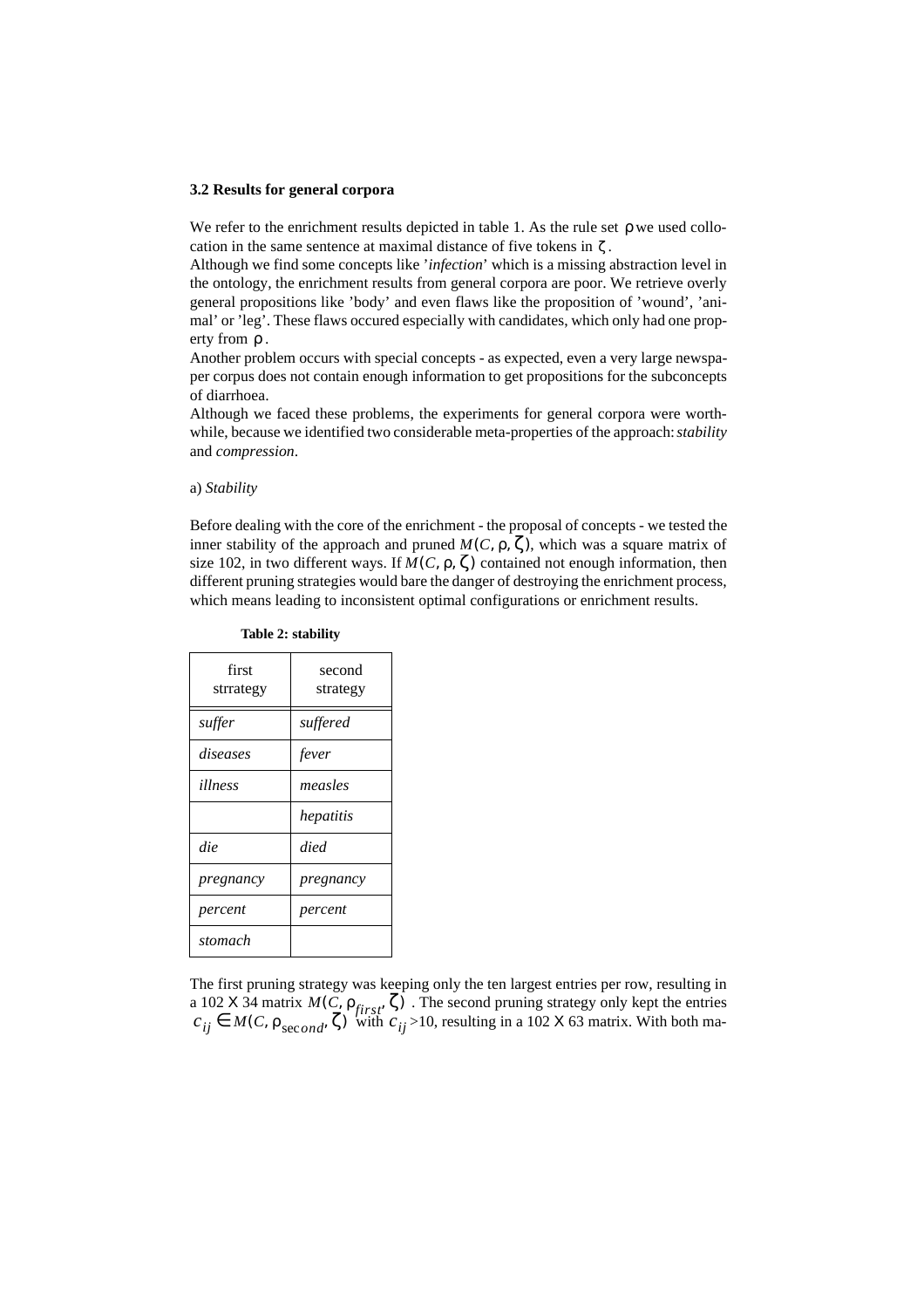### 3.2 Results for general corpora

We refer to the enrichment results depicted in table 1. As the rule set $\rho$ we used collocation in the same sentence at maximal distance of five tokens in $\zeta$.

Although we find some concepts like '*infection*' which is a missing abstraction level in the ontology, the enrichment results from general corpora are poor. We retrieve overly general propositions like 'body' and even flaws like the proposition of 'wound', 'animal' or 'leg'. These flaws occured especially with candidates, which only had one property from $\rho$.

Another problem occurs with special concepts - as expected, even a very large newspaper corpus does not contain enough information to get propositions for the subconcepts of diarrhoea.

Although we faced these problems, the experiments for general corpora were worthwhile, because we identified two considerable meta-properties of the approach: *stability* and *compression*.

a) *Stability*

Before dealing with the core of the enrichment - the proposal of concepts - we tested the inner stability of the approach and pruned $M(C, \rho, \zeta)$, which was a square matrix of size 102, in two different ways. If $M(C, \rho, \zeta)$ contained not enough information, then different pruning strategies would bare the danger of destroying the enrichment process, which means leading to inconsistent optimal configurations or enrichment results.

**Table 2: stability**

| first strrategy | second strategy |
|---|---|
| *suffer* | *suffered* |
| *diseases* | *fever* |
| *illness* | *measles* |
| | *hepatitis* |
| *die* | *died* |
| *pregnancy* | *pregnancy* |
| *percent* | *percent* |
| *stomach* | |

The first pruning strategy was keeping only the ten largest entries per row, resulting in a 102 X 34 matrix $M(C, \rho_{first}, \zeta)$ . The second pruning strategy only kept the entries $c_{ij} \in M(C, \rho_{second}, \zeta)$ with $c_{ij}>10$, resulting in a 102 X 63 matrix. With both ma-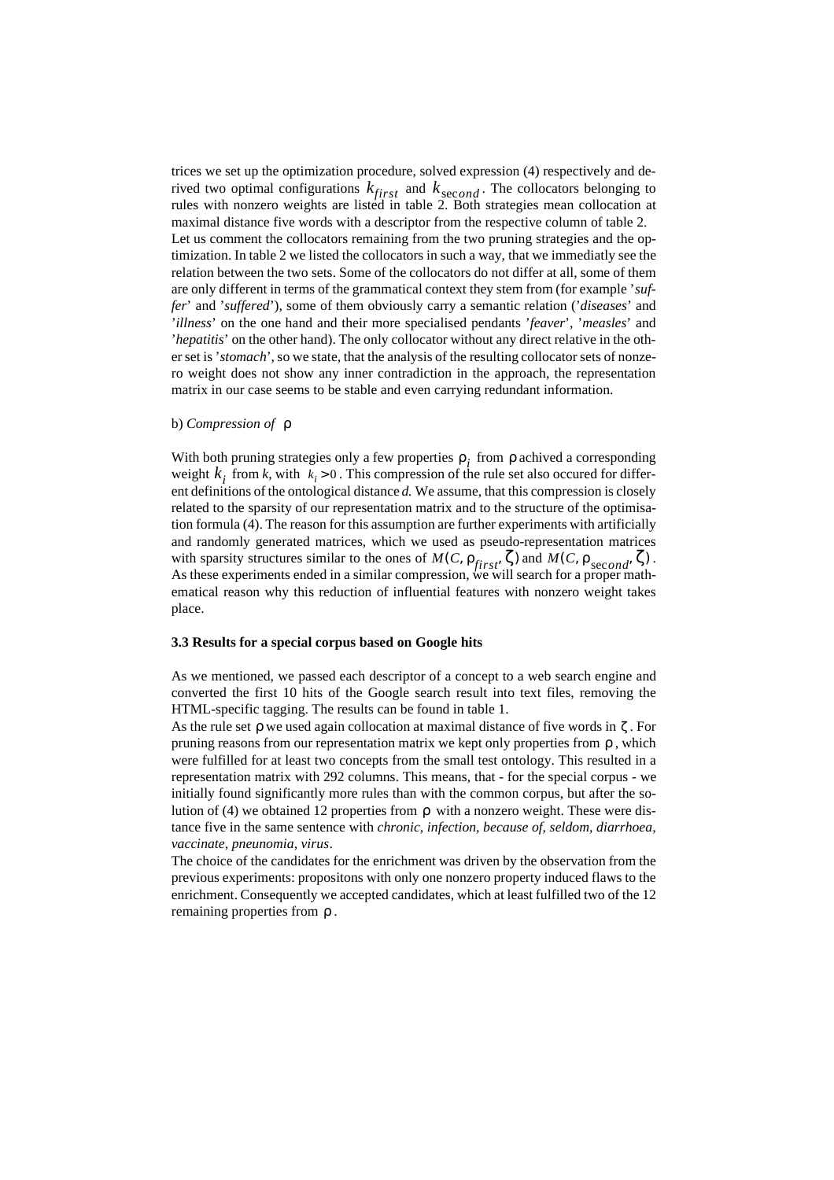trices we set up the optimization procedure, solved expression (4) respectively and derived two optimal configurations $k_{first}$ and $k_{\text{second}}$. The collocators belonging to rules with nonzero weights are listed in table 2. Both strategies mean collocation at maximal distance five words with a descriptor from the respective column of table 2.

Let us comment the collocators remaining from the two pruning strategies and the optimization. In table 2 we listed the collocators in such a way, that we immediatly see the relation between the two sets. Some of the collocators do not differ at all, some of them are only different in terms of the grammatical context they stem from (for example '*suffer*' and '*suffered*'), some of them obviously carry a semantic relation ('*diseases*' and '*illness*' on the one hand and their more specialised pendants '*feaver*', '*measles*' and '*hepatitis*' on the other hand). The only collocator without any direct relative in the other set is '*stomach*', so we state, that the analysis of the resulting collocator sets of nonzero weight does not show any inner contradiction in the approach, the representation matrix in our case seems to be stable and even carrying redundant information.

b) *Compression of* $\rho$

With both pruning strategies only a few properties $\rho_i$ from $\rho$ achived a corresponding weight $k_i$ from *k*, with $k_i > 0$. This compression of the rule set also occured for different definitions of the ontological distance *d.* We assume, that this compression is closely related to the sparsity of our representation matrix and to the structure of the optimisation formula (4). The reason for this assumption are further experiments with artificially and randomly generated matrices, which we used as pseudo-representation matrices with sparsity structures similar to the ones of $M(C, \rho_{first}, \zeta)$ and $M(C, \rho_{\text{second}}, \zeta)$. As these experiments ended in a similar compression, we will search for a proper mathematical reason why this reduction of influential features with nonzero weight takes place.

### 3.3 Results for a special corpus based on Google hits

As we mentioned, we passed each descriptor of a concept to a web search engine and converted the first 10 hits of the Google search result into text files, removing the HTML-specific tagging. The results can be found in table 1.

As the rule set $\rho$ we used again collocation at maximal distance of five words in $\zeta$. For pruning reasons from our representation matrix we kept only properties from $\rho$, which were fulfilled for at least two concepts from the small test ontology. This resulted in a representation matrix with 292 columns. This means, that - for the special corpus - we initially found significantly more rules than with the common corpus, but after the solution of (4) we obtained 12 properties from $\rho$ with a nonzero weight. These were distance five in the same sentence with *chronic, infection, because of, seldom, diarrhoea, vaccinate, pneunomia, virus*.

The choice of the candidates for the enrichment was driven by the observation from the previous experiments: propositons with only one nonzero property induced flaws to the enrichment. Consequently we accepted candidates, which at least fulfilled two of the 12 remaining properties from $\rho$.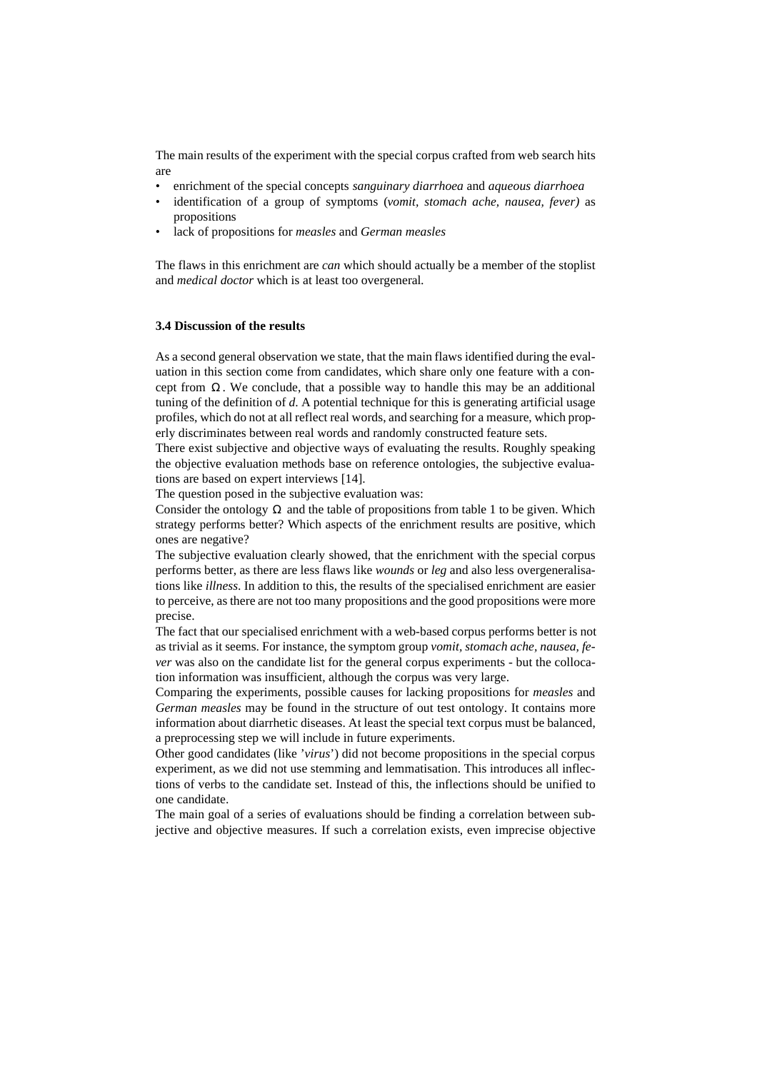The main results of the experiment with the special corpus crafted from web search hits are

- enrichment of the special concepts *sanguinary diarrhoea* and *aqueous diarrhoea*
- identification of a group of symptoms (*vomit, stomach ache, nausea, fever)* as propositions
- lack of propositions for *measles* and *German measles*

The flaws in this enrichment are *can* which should actually be a member of the stoplist and *medical doctor* which is at least too overgeneral.

### 3.4 Discussion of the results

As a second general observation we state, that the main flaws identified during the evaluation in this section come from candidates, which share only one feature with a concept from $\Omega$. We conclude, that a possible way to handle this may be an additional tuning of the definition of *d*. A potential technique for this is generating artificial usage profiles, which do not at all reflect real words, and searching for a measure, which properly discriminates between real words and randomly constructed feature sets.

There exist subjective and objective ways of evaluating the results. Roughly speaking the objective evaluation methods base on reference ontologies, the subjective evaluations are based on expert interviews [14].

The question posed in the subjective evaluation was:

Consider the ontology $\Omega$ and the table of propositions from table 1 to be given. Which strategy performs better? Which aspects of the enrichment results are positive, which ones are negative?

The subjective evaluation clearly showed, that the enrichment with the special corpus performs better, as there are less flaws like *wounds* or *leg* and also less overgeneralisations like *illness*. In addition to this, the results of the specialised enrichment are easier to perceive, as there are not too many propositions and the good propositions were more precise.

The fact that our specialised enrichment with a web-based corpus performs better is not as trivial as it seems. For instance, the symptom group *vomit, stomach ache, nausea, fever* was also on the candidate list for the general corpus experiments - but the collocation information was insufficient, although the corpus was very large.

Comparing the experiments, possible causes for lacking propositions for *measles* and *German measles* may be found in the structure of out test ontology. It contains more information about diarrhetic diseases. At least the special text corpus must be balanced, a preprocessing step we will include in future experiments.

Other good candidates (like '*virus*') did not become propositions in the special corpus experiment, as we did not use stemming and lemmatisation. This introduces all inflections of verbs to the candidate set. Instead of this, the inflections should be unified to one candidate.

The main goal of a series of evaluations should be finding a correlation between subjective and objective measures. If such a correlation exists, even imprecise objective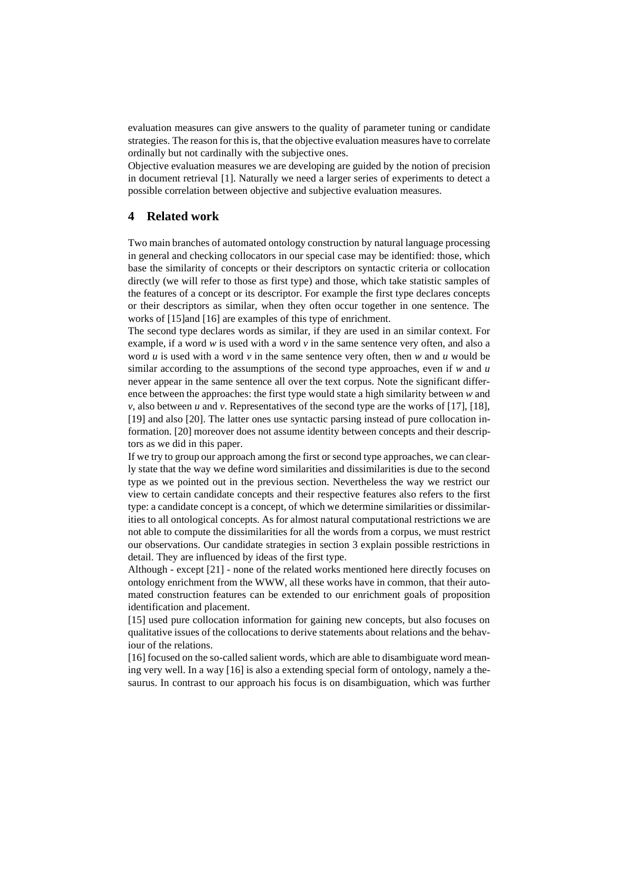evaluation measures can give answers to the quality of parameter tuning or candidate strategies. The reason for this is, that the objective evaluation measures have to correlate ordinally but not cardinally with the subjective ones.

Objective evaluation measures we are developing are guided by the notion of precision in document retrieval [1]. Naturally we need a larger series of experiments to detect a possible correlation between objective and subjective evaluation measures.

## 4 Related work

Two main branches of automated ontology construction by natural language processing in general and checking collocators in our special case may be identified: those, which base the similarity of concepts or their descriptors on syntactic criteria or collocation directly (we will refer to those as first type) and those, which take statistic samples of the features of a concept or its descriptor. For example the first type declares concepts or their descriptors as similar, when they often occur together in one sentence. The works of [15]and [16] are examples of this type of enrichment.

The second type declares words as similar, if they are used in an similar context. For example, if a word *w* is used with a word *v* in the same sentence very often, and also a word *u* is used with a word *v* in the same sentence very often, then *w* and *u* would be similar according to the assumptions of the second type approaches, even if *w* and *u* never appear in the same sentence all over the text corpus. Note the significant difference between the approaches: the first type would state a high similarity between *w* and *v*, also between *u* and *v*. Representatives of the second type are the works of [17], [18], [19] and also [20]. The latter ones use syntactic parsing instead of pure collocation information. [20] moreover does not assume identity between concepts and their descriptors as we did in this paper.

If we try to group our approach among the first or second type approaches, we can clearly state that the way we define word similarities and dissimilarities is due to the second type as we pointed out in the previous section. Nevertheless the way we restrict our view to certain candidate concepts and their respective features also refers to the first type: a candidate concept is a concept, of which we determine similarities or dissimilarities to all ontological concepts. As for almost natural computational restrictions we are not able to compute the dissimilarities for all the words from a corpus, we must restrict our observations. Our candidate strategies in section 3 explain possible restrictions in detail. They are influenced by ideas of the first type.

Although - except [21] - none of the related works mentioned here directly focuses on ontology enrichment from the WWW, all these works have in common, that their automated construction features can be extended to our enrichment goals of proposition identification and placement.

[15] used pure collocation information for gaining new concepts, but also focuses on qualitative issues of the collocations to derive statements about relations and the behaviour of the relations.

[16] focused on the so-called salient words, which are able to disambiguate word meaning very well. In a way [16] is also a extending special form of ontology, namely a thesaurus. In contrast to our approach his focus is on disambiguation, which was further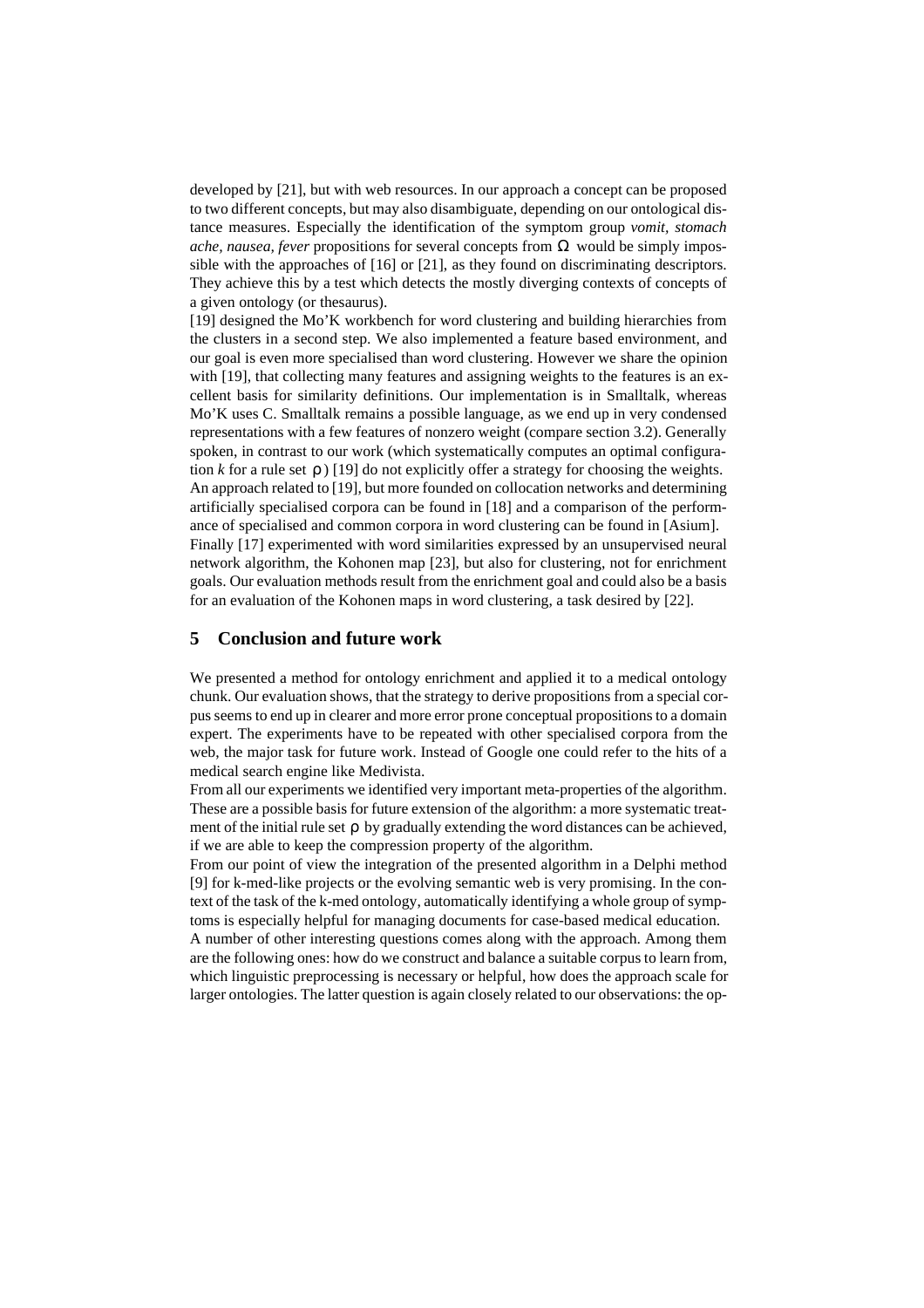developed by [21], but with web resources. In our approach a concept can be proposed to two different concepts, but may also disambiguate, depending on our ontological distance measures. Especially the identification of the symptom group *vomit, stomach ache, nausea, fever* propositions for several concepts from $\Omega$ would be simply impossible with the approaches of [16] or [21], as they found on discriminating descriptors. They achieve this by a test which detects the mostly diverging contexts of concepts of a given ontology (or thesaurus).

[19] designed the Mo'K workbench for word clustering and building hierarchies from the clusters in a second step. We also implemented a feature based environment, and our goal is even more specialised than word clustering. However we share the opinion with [19], that collecting many features and assigning weights to the features is an excellent basis for similarity definitions. Our implementation is in Smalltalk, whereas Mo'K uses C. Smalltalk remains a possible language, as we end up in very condensed representations with a few features of nonzero weight (compare section 3.2). Generally spoken, in contrast to our work (which systematically computes an optimal configuration $k$ for a rule set $\rho$) [19] do not explicitly offer a strategy for choosing the weights. An approach related to [19], but more founded on collocation networks and determining artificially specialised corpora can be found in [18] and a comparison of the performance of specialised and common corpora in word clustering can be found in [Asium]. Finally [17] experimented with word similarities expressed by an unsupervised neural network algorithm, the Kohonen map [23], but also for clustering, not for enrichment goals. Our evaluation methods result from the enrichment goal and could also be a basis for an evaluation of the Kohonen maps in word clustering, a task desired by [22].

## 5 Conclusion and future work

We presented a method for ontology enrichment and applied it to a medical ontology chunk. Our evaluation shows, that the strategy to derive propositions from a special corpus seems to end up in clearer and more error prone conceptual propositions to a domain expert. The experiments have to be repeated with other specialised corpora from the web, the major task for future work. Instead of Google one could refer to the hits of a medical search engine like Medivista.

From all our experiments we identified very important meta-properties of the algorithm. These are a possible basis for future extension of the algorithm: a more systematic treatment of the initial rule set $\rho$ by gradually extending the word distances can be achieved, if we are able to keep the compression property of the algorithm.

From our point of view the integration of the presented algorithm in a Delphi method [9] for k-med-like projects or the evolving semantic web is very promising. In the context of the task of the k-med ontology, automatically identifying a whole group of symptoms is especially helpful for managing documents for case-based medical education.

A number of other interesting questions comes along with the approach. Among them are the following ones: how do we construct and balance a suitable corpus to learn from, which linguistic preprocessing is necessary or helpful, how does the approach scale for larger ontologies. The latter question is again closely related to our observations: the op-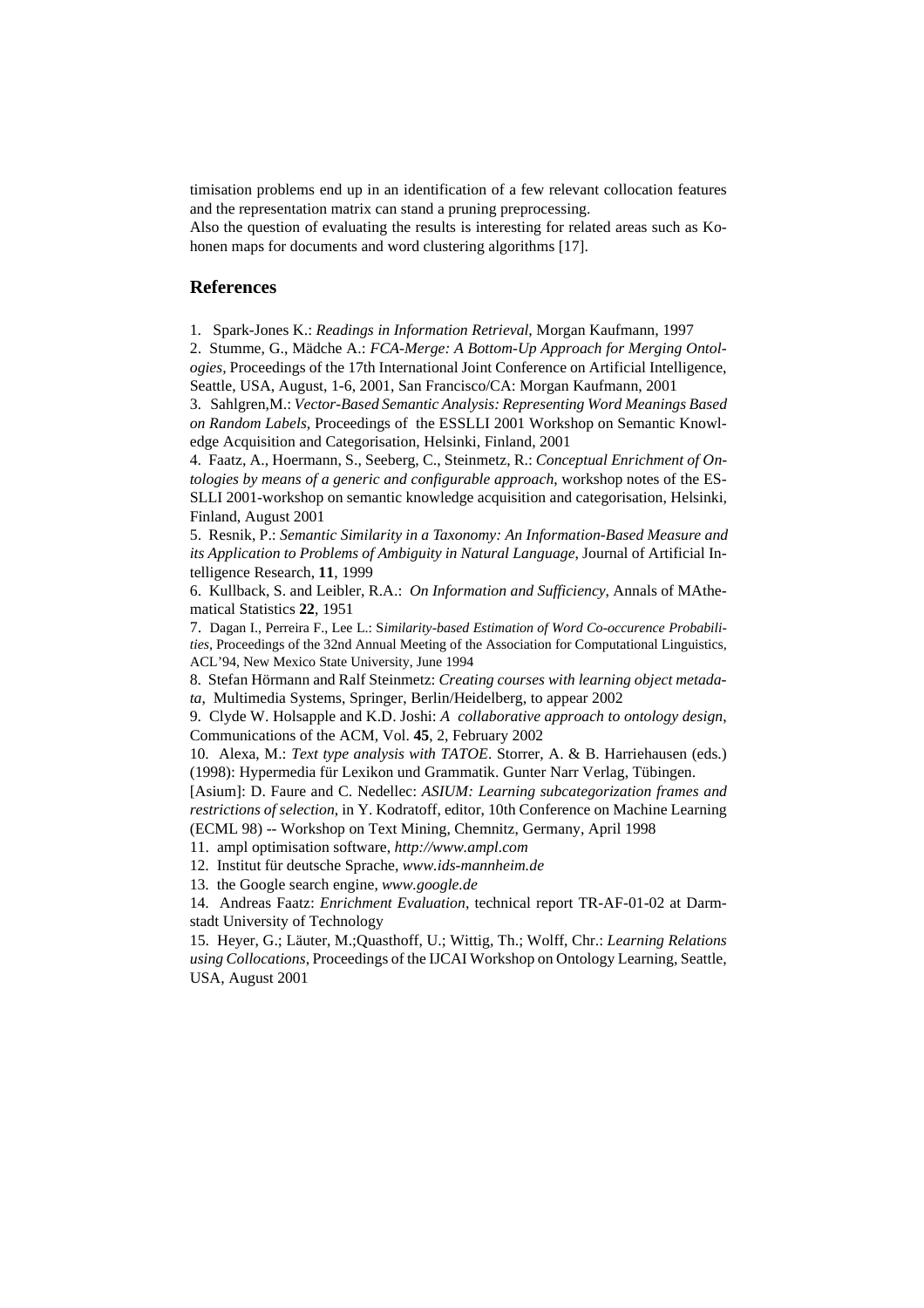timisation problems end up in an identification of a few relevant collocation features and the representation matrix can stand a pruning preprocessing.

Also the question of evaluating the results is interesting for related areas such as Kohonen maps for documents and word clustering algorithms [17].

## References

1. Spark-Jones K.: *Readings in Information Retrieval*, Morgan Kaufmann, 1997
2. Stumme, G., Mädche A.: *FCA-Merge: A Bottom-Up Approach for Merging Ontologies*, Proceedings of the 17th International Joint Conference on Artificial Intelligence, Seattle, USA, August, 1-6, 2001, San Francisco/CA: Morgan Kaufmann, 2001
3. Sahlgren,M.: *Vector-Based Semantic Analysis: Representing Word Meanings Based on Random Labels*, Proceedings of the ESSLLI 2001 Workshop on Semantic Knowledge Acquisition and Categorisation, Helsinki, Finland, 2001
4. Faatz, A., Hoermann, S., Seeberg, C., Steinmetz, R.: *Conceptual Enrichment of Ontologies by means of a generic and configurable approach*, workshop notes of the ESSLLI 2001-workshop on semantic knowledge acquisition and categorisation, Helsinki, Finland, August 2001
5. Resnik, P.: *Semantic Similarity in a Taxonomy: An Information-Based Measure and its Application to Problems of Ambiguity in Natural Language*, Journal of Artificial Intelligence Research, **11**, 1999
6. Kullback, S. and Leibler, R.A.: *On Information and Sufficiency*, Annals of MAthematical Statistics **22**, 1951
7. Dagan I., Perreira F., Lee L.: *Similarity-based Estimation of Word Co-occurence Probabilities*, Proceedings of the 32nd Annual Meeting of the Association for Computational Linguistics, ACL'94, New Mexico State University, June 1994
8. Stefan Hörmann and Ralf Steinmetz: *Creating courses with learning object metadata*, Multimedia Systems, Springer, Berlin/Heidelberg, to appear 2002
9. Clyde W. Holsapple and K.D. Joshi: *A collaborative approach to ontology design*, Communications of the ACM, Vol. **45**, 2, February 2002
10. Alexa, M.: *Text type analysis with TATOE*. Storrer, A. & B. Harriehausen (eds.) (1998): Hypermedia für Lexikon und Grammatik. Gunter Narr Verlag, Tübingen.

[Asium]: D. Faure and C. Nedellec: *ASIUM: Learning subcategorization frames and restrictions of selection*, in Y. Kodratoff, editor, 10th Conference on Machine Learning (ECML 98) -- Workshop on Text Mining, Chemnitz, Germany, April 1998

11. ampl optimisation software, *http://www.ampl.com*
12. Institut für deutsche Sprache, *www.ids-mannheim.de*
13. the Google search engine, *www.google.de*
14. Andreas Faatz: *Enrichment Evaluation*, technical report TR-AF-01-02 at Darmstadt University of Technology
15. Heyer, G.; Läuter, M.;Quasthoff, U.; Wittig, Th.; Wolff, Chr.: *Learning Relations using Collocations*, Proceedings of the IJCAI Workshop on Ontology Learning, Seattle, USA, August 2001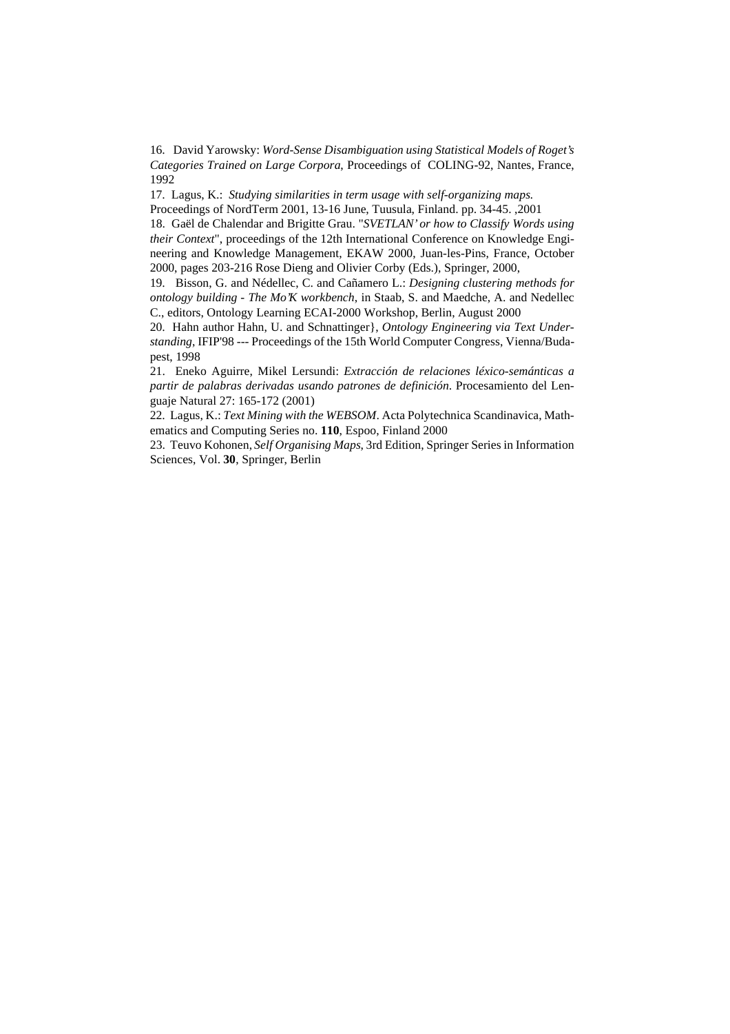16. David Yarowsky: *Word-Sense Disambiguation using Statistical Models of Roget's Categories Trained on Large Corpora*, Proceedings of COLING-92, Nantes, France, 1992

17. Lagus, K.: *Studying similarities in term usage with self-organizing maps.* Proceedings of NordTerm 2001, 13-16 June, Tuusula, Finland. pp. 34-45. ,2001

18. Gaël de Chalendar and Brigitte Grau. "*SVETLAN' or how to Classify Words using their Context*", proceedings of the 12th International Conference on Knowledge Engineering and Knowledge Management, EKAW 2000, Juan-les-Pins, France, October 2000, pages 203-216 Rose Dieng and Olivier Corby (Eds.), Springer, 2000,

19. Bisson, G. and Nédellec, C. and Cañamero L.: *Designing clustering methods for ontology building - The Mo'K workbench*, in Staab, S. and Maedche, A. and Nedellec C., editors, Ontology Learning ECAI-2000 Workshop, Berlin, August 2000

20. Hahn author Hahn, U. and Schnattinger}, *Ontology Engineering via Text Understanding*, IFIP'98 --- Proceedings of the 15th World Computer Congress, Vienna/Budapest, 1998

21. Eneko Aguirre, Mikel Lersundi: *Extracción de relaciones léxico-semánticas a partir de palabras derivadas usando patrones de definición*. Procesamiento del Lenguaje Natural 27: 165-172 (2001)

22. Lagus, K.: *Text Mining with the WEBSOM*. Acta Polytechnica Scandinavica, Mathematics and Computing Series no. **110**, Espoo, Finland 2000

23. Teuvo Kohonen, *Self Organising Maps*, 3rd Edition, Springer Series in Information Sciences, Vol. **30**, Springer, Berlin